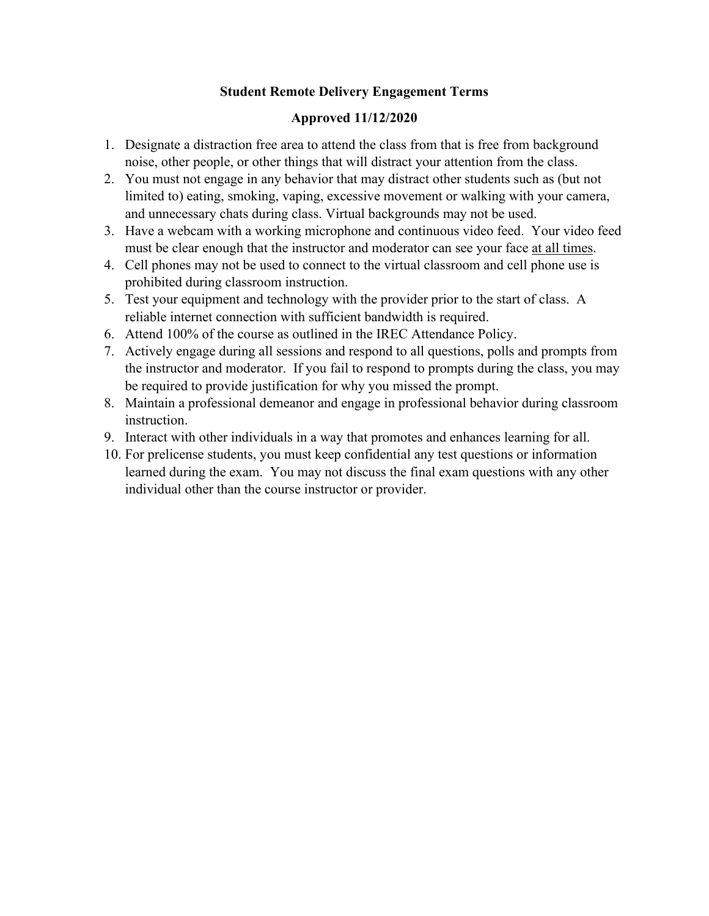# Student Remote Delivery Engagement Terms

## Approved 11/12/2020

1. Designate a distraction free area to attend the class from that is free from background noise, other people, or other things that will distract your attention from the class.
2. You must not engage in any behavior that may distract other students such as (but not limited to) eating, smoking, vaping, excessive movement or walking with your camera, and unnecessary chats during class. Virtual backgrounds may not be used.
3. Have a webcam with a working microphone and continuous video feed. Your video feed must be clear enough that the instructor and moderator can see your face <u>at all times</u>.
4. Cell phones may not be used to connect to the virtual classroom and cell phone use is prohibited during classroom instruction.
5. Test your equipment and technology with the provider prior to the start of class. A reliable internet connection with sufficient bandwidth is required.
6. Attend 100% of the course as outlined in the IREC Attendance Policy.
7. Actively engage during all sessions and respond to all questions, polls and prompts from the instructor and moderator. If you fail to respond to prompts during the class, you may be required to provide justification for why you missed the prompt.
8. Maintain a professional demeanor and engage in professional behavior during classroom instruction.
9. Interact with other individuals in a way that promotes and enhances learning for all.
10. For prelicense students, you must keep confidential any test questions or information learned during the exam. You may not discuss the final exam questions with any other individual other than the course instructor or provider.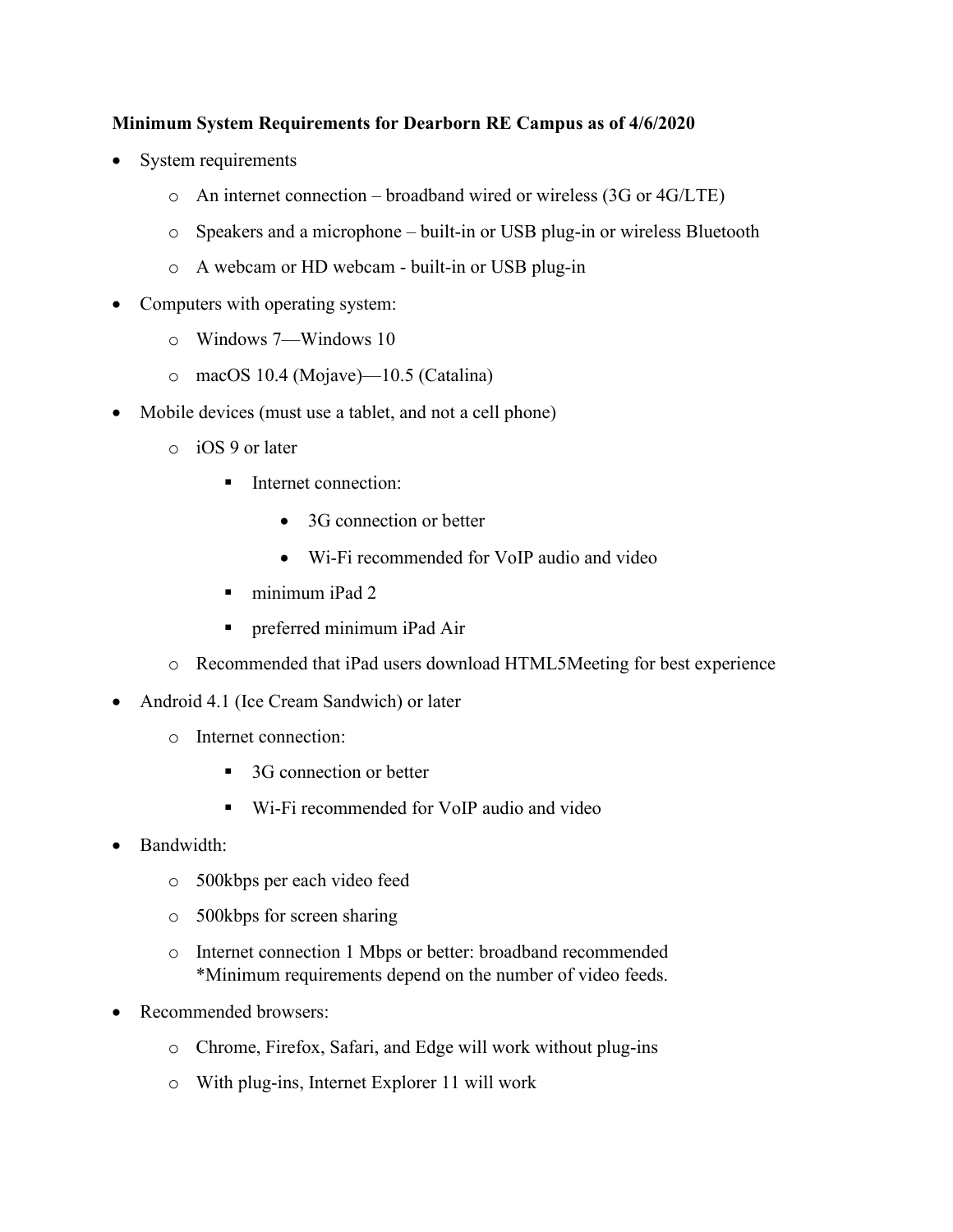**Minimum System Requirements for Dearborn RE Campus as of 4/6/2020**

- System requirements
  - An internet connection – broadband wired or wireless (3G or 4G/LTE)
  - Speakers and a microphone – built-in or USB plug-in or wireless Bluetooth
  - A webcam or HD webcam - built-in or USB plug-in
- Computers with operating system:
  - Windows 7—Windows 10
  - macOS 10.4 (Mojave)—10.5 (Catalina)
- Mobile devices (must use a tablet, and not a cell phone)
  - iOS 9 or later
    - Internet connection:
      - 3G connection or better
      - Wi-Fi recommended for VoIP audio and video
    - minimum iPad 2
    - preferred minimum iPad Air
  - Recommended that iPad users download HTML5Meeting for best experience
- Android 4.1 (Ice Cream Sandwich) or later
  - Internet connection:
    - 3G connection or better
    - Wi-Fi recommended for VoIP audio and video
- Bandwidth:
  - 500kbps per each video feed
  - 500kbps for screen sharing
  - Internet connection 1 Mbps or better: broadband recommended
    *Minimum requirements depend on the number of video feeds.
- Recommended browsers:
  - Chrome, Firefox, Safari, and Edge will work without plug-ins
  - With plug-ins, Internet Explorer 11 will work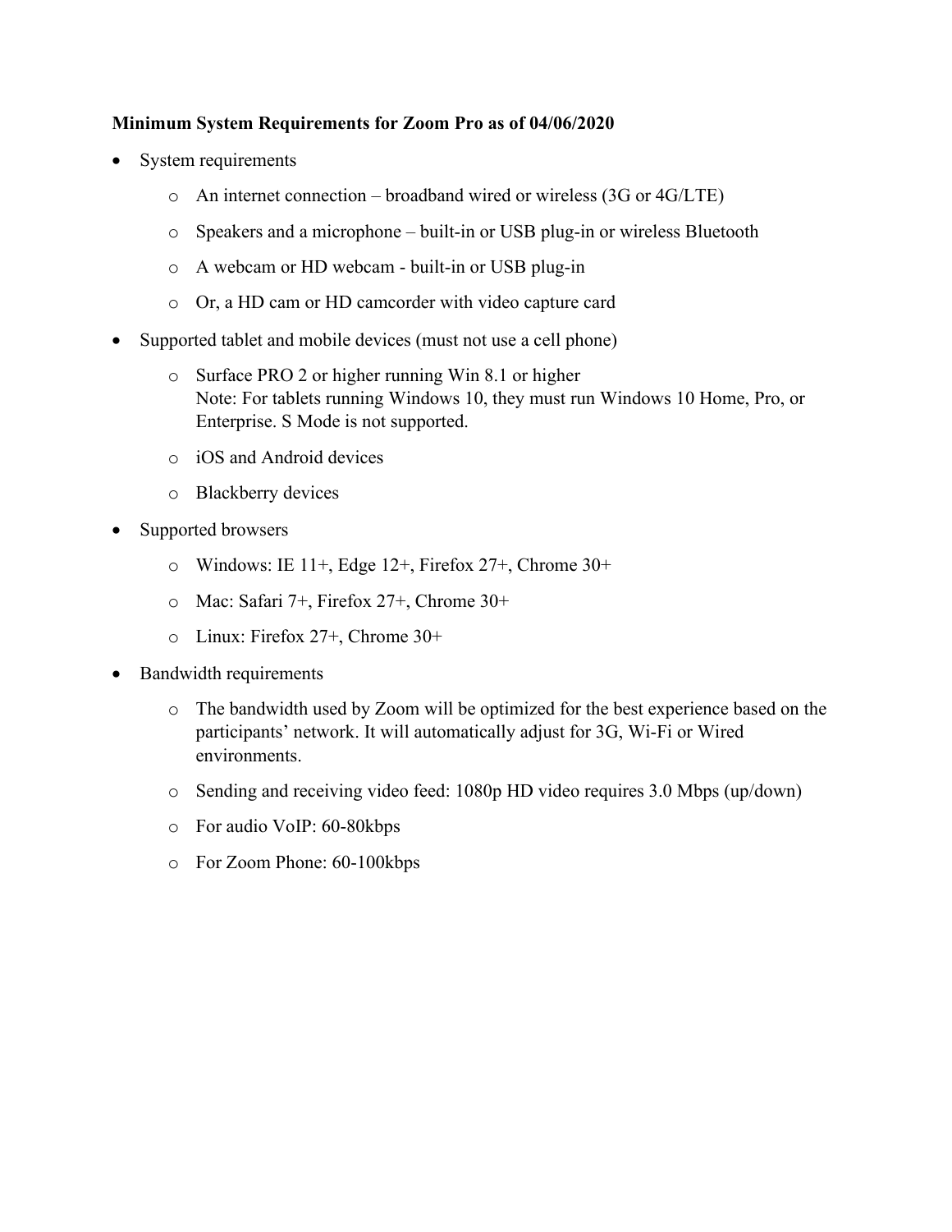**Minimum System Requirements for Zoom Pro as of 04/06/2020**

- System requirements
  - An internet connection – broadband wired or wireless (3G or 4G/LTE)
  - Speakers and a microphone – built-in or USB plug-in or wireless Bluetooth
  - A webcam or HD webcam - built-in or USB plug-in
  - Or, a HD cam or HD camcorder with video capture card
- Supported tablet and mobile devices (must not use a cell phone)
  - Surface PRO 2 or higher running Win 8.1 or higher
    Note: For tablets running Windows 10, they must run Windows 10 Home, Pro, or Enterprise. S Mode is not supported.
  - iOS and Android devices
  - Blackberry devices
- Supported browsers
  - Windows: IE 11+, Edge 12+, Firefox 27+, Chrome 30+
  - Mac: Safari 7+, Firefox 27+, Chrome 30+
  - Linux: Firefox 27+, Chrome 30+
- Bandwidth requirements
  - The bandwidth used by Zoom will be optimized for the best experience based on the participants' network. It will automatically adjust for 3G, Wi-Fi or Wired environments.
  - Sending and receiving video feed: 1080p HD video requires 3.0 Mbps (up/down)
  - For audio VoIP: 60-80kbps
  - For Zoom Phone: 60-100kbps